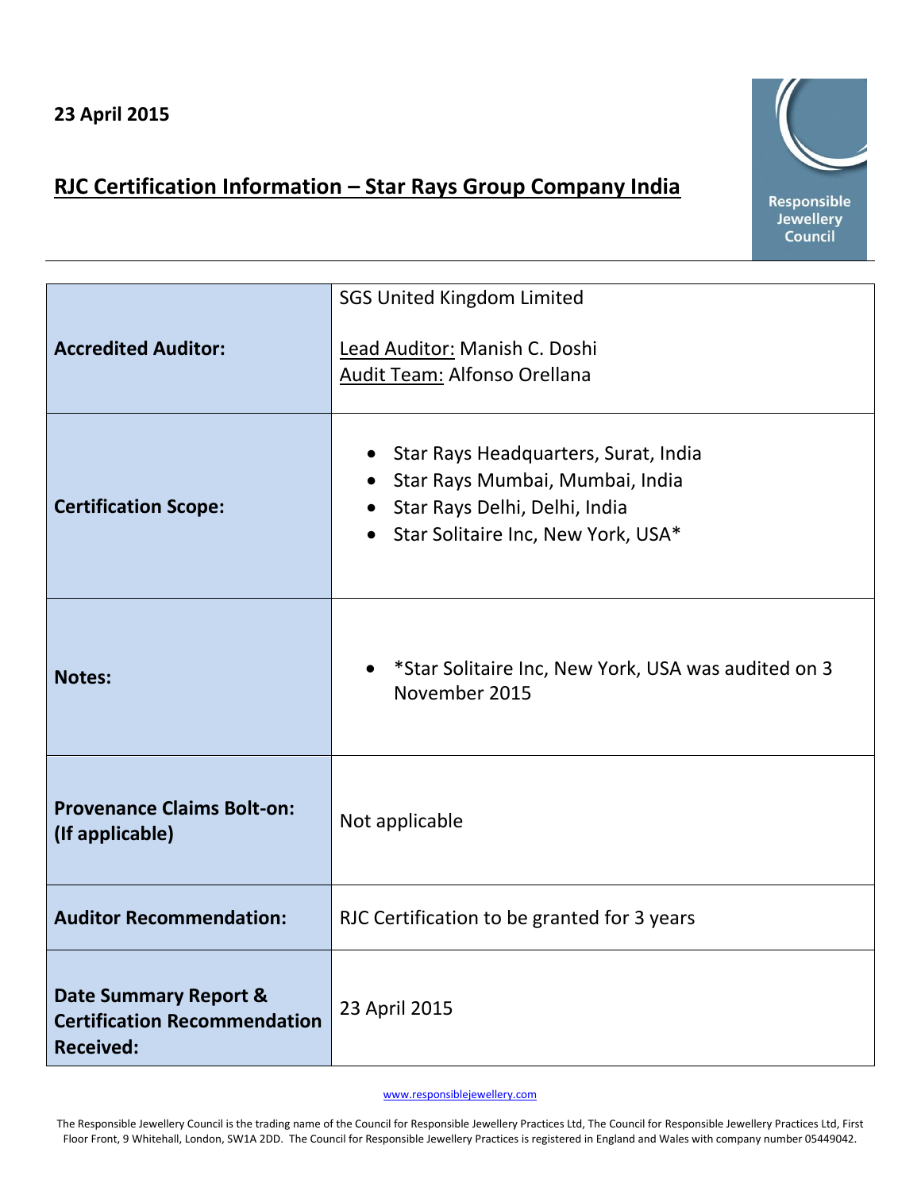**23 April 2015**

## RJC Certification Information – Star Rays Group Company India

Responsible Jewellery Council

| | |
|---|---|
| **Accredited Auditor:** | SGS United Kingdom Limited<br><br>Lead Auditor: Manish C. Doshi<br>Audit Team: Alfonso Orellana |
| **Certification Scope:** | • Star Rays Headquarters, Surat, India<br>• Star Rays Mumbai, Mumbai, India<br>• Star Rays Delhi, Delhi, India<br>• Star Solitaire Inc, New York, USA* |
| **Notes:** | • *Star Solitaire Inc, New York, USA was audited on 3 November 2015 |
| **Provenance Claims Bolt-on: (If applicable)** | Not applicable |
| **Auditor Recommendation:** | RJC Certification to be granted for 3 years |
| **Date Summary Report & Certification Recommendation Received:** | 23 April 2015 |

www.responsiblejewellery.com

The Responsible Jewellery Council is the trading name of the Council for Responsible Jewellery Practices Ltd, The Council for Responsible Jewellery Practices Ltd, First Floor Front, 9 Whitehall, London, SW1A 2DD. The Council for Responsible Jewellery Practices is registered in England and Wales with company number 05449042.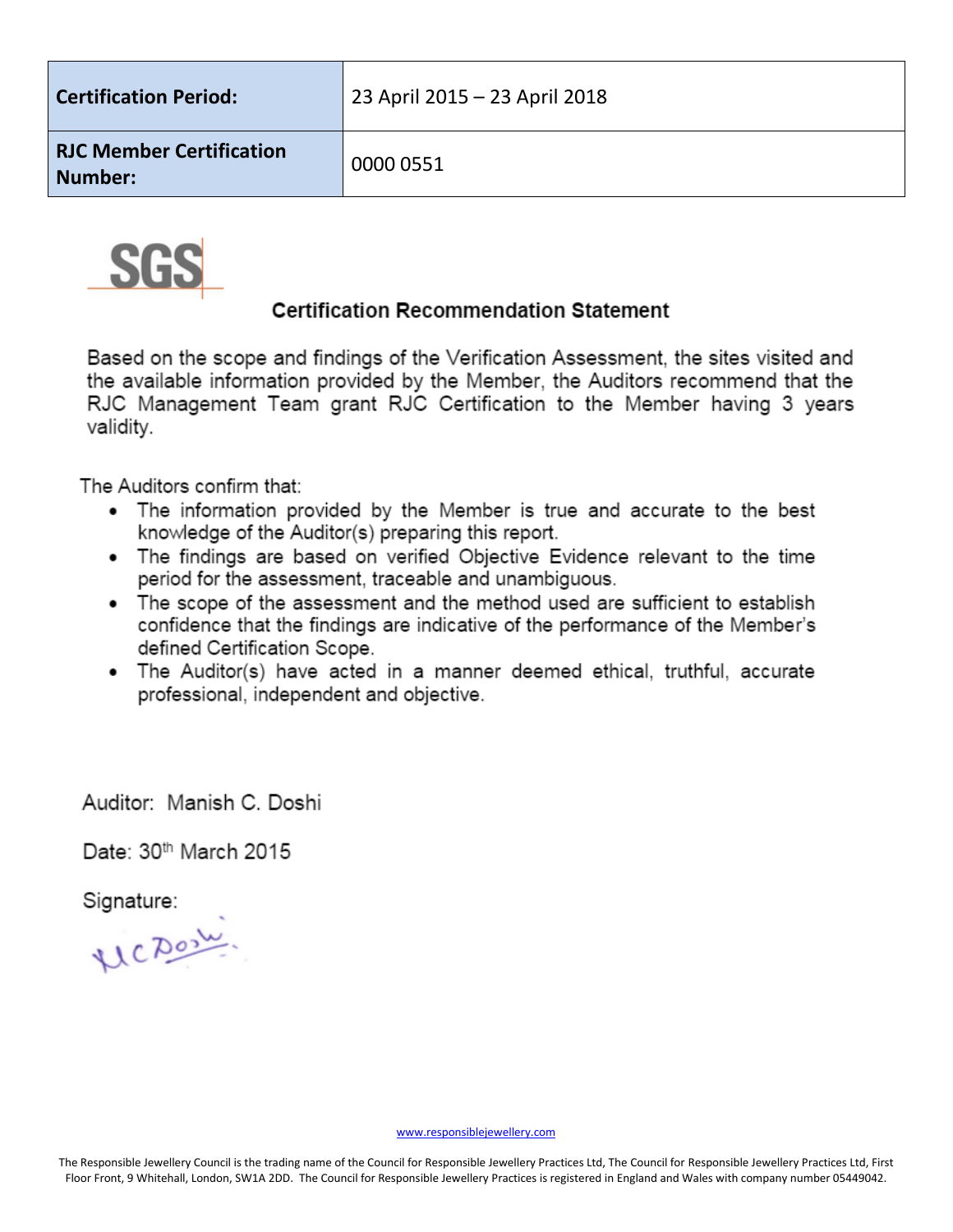| | |
|---|---|
| **Certification Period:** | 23 April 2015 – 23 April 2018 |
| **RJC Member Certification Number:** | 0000 0551 |

SGS

## Certification Recommendation Statement

Based on the scope and findings of the Verification Assessment, the sites visited and the available information provided by the Member, the Auditors recommend that the RJC Management Team grant RJC Certification to the Member having 3 years validity.

The Auditors confirm that:

- The information provided by the Member is true and accurate to the best knowledge of the Auditor(s) preparing this report.
- The findings are based on verified Objective Evidence relevant to the time period for the assessment, traceable and unambiguous.
- The scope of the assessment and the method used are sufficient to establish confidence that the findings are indicative of the performance of the Member's defined Certification Scope.
- The Auditor(s) have acted in a manner deemed ethical, truthful, accurate professional, independent and objective.

Auditor: Manish C. Doshi

Date: 30th March 2015

Signature:

MCDoshi

www.responsiblejewellery.com

The Responsible Jewellery Council is the trading name of the Council for Responsible Jewellery Practices Ltd, The Council for Responsible Jewellery Practices Ltd, First Floor Front, 9 Whitehall, London, SW1A 2DD. The Council for Responsible Jewellery Practices is registered in England and Wales with company number 05449042.